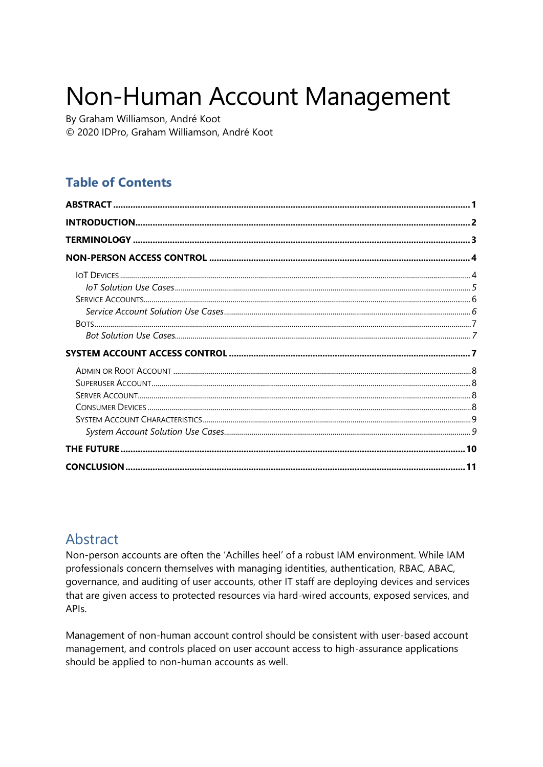# Non-Human Account Management

By Graham Williamson, André Koot

© 2020 IDPro, Graham Williamson, André Koot

## Table of Contents

**ABSTRACT** .......... 1

**INTRODUCTION** .......... 2

**TERMINOLOGY** .......... 3

**NON-PERSON ACCESS CONTROL** .......... 4

- IoT Devices .......... 4
  - *IoT Solution Use Cases* .......... 5
- Service Accounts .......... 6
  - *Service Account Solution Use Cases* .......... 6
- Bots .......... 7
  - *Bot Solution Use Cases* .......... 7

**SYSTEM ACCOUNT ACCESS CONTROL** .......... 7

- Admin or Root Account .......... 8
- Superuser Account .......... 8
- Server Account .......... 8
- Consumer Devices .......... 8
- System Account Characteristics .......... 9
  - *System Account Solution Use Cases* .......... 9

**THE FUTURE** .......... 10

**CONCLUSION** .......... 11

## Abstract

Non-person accounts are often the 'Achilles heel' of a robust IAM environment. While IAM professionals concern themselves with managing identities, authentication, RBAC, ABAC, governance, and auditing of user accounts, other IT staff are deploying devices and services that are given access to protected resources via hard-wired accounts, exposed services, and APIs.

Management of non-human account control should be consistent with user-based account management, and controls placed on user account access to high-assurance applications should be applied to non-human accounts as well.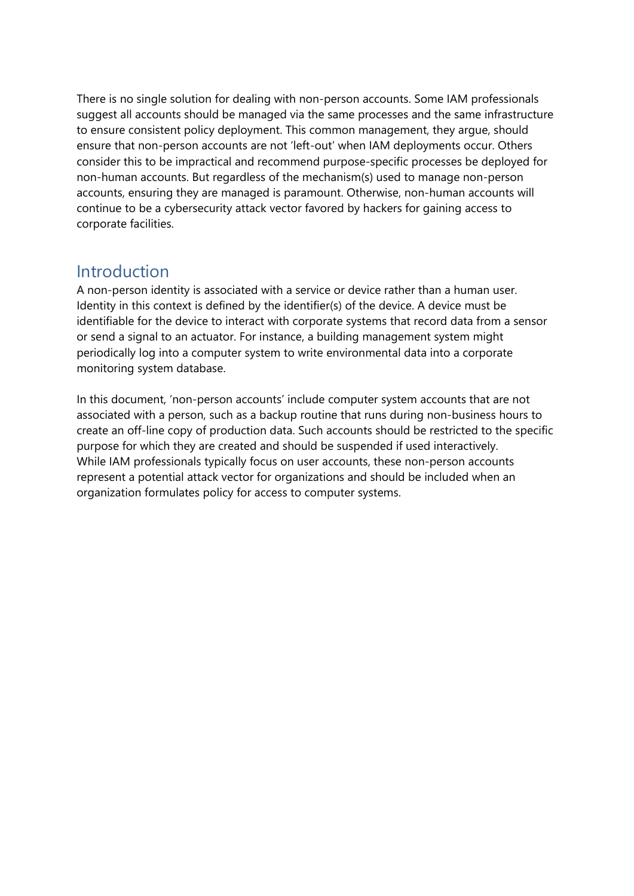There is no single solution for dealing with non-person accounts. Some IAM professionals suggest all accounts should be managed via the same processes and the same infrastructure to ensure consistent policy deployment. This common management, they argue, should ensure that non-person accounts are not 'left-out' when IAM deployments occur. Others consider this to be impractical and recommend purpose-specific processes be deployed for non-human accounts. But regardless of the mechanism(s) used to manage non-person accounts, ensuring they are managed is paramount. Otherwise, non-human accounts will continue to be a cybersecurity attack vector favored by hackers for gaining access to corporate facilities.

## Introduction

A non-person identity is associated with a service or device rather than a human user. Identity in this context is defined by the identifier(s) of the device. A device must be identifiable for the device to interact with corporate systems that record data from a sensor or send a signal to an actuator. For instance, a building management system might periodically log into a computer system to write environmental data into a corporate monitoring system database.

In this document, 'non-person accounts' include computer system accounts that are not associated with a person, such as a backup routine that runs during non-business hours to create an off-line copy of production data. Such accounts should be restricted to the specific purpose for which they are created and should be suspended if used interactively.
While IAM professionals typically focus on user accounts, these non-person accounts represent a potential attack vector for organizations and should be included when an organization formulates policy for access to computer systems.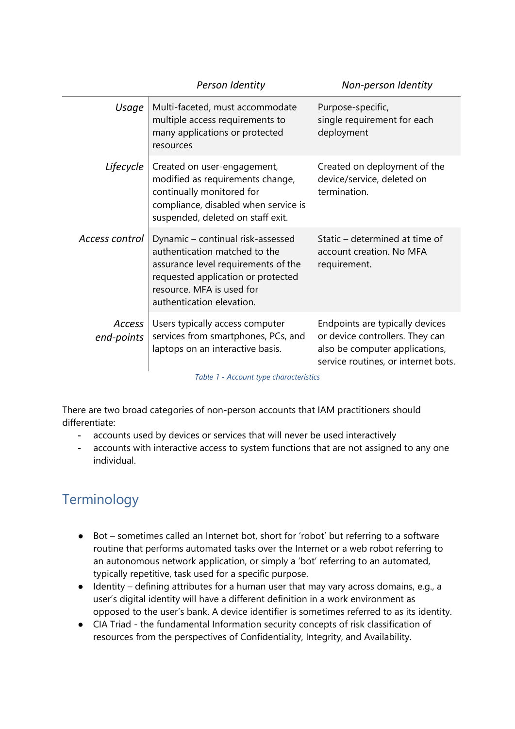| | *Person Identity* | *Non-person Identity* |
|---|---|---|
| *Usage* | Multi-faceted, must accommodate multiple access requirements to many applications or protected resources | Purpose-specific, single requirement for each deployment |
| *Lifecycle* | Created on user-engagement, modified as requirements change, continually monitored for compliance, disabled when service is suspended, deleted on staff exit. | Created on deployment of the device/service, deleted on termination. |
| *Access control* | Dynamic – continual risk-assessed authentication matched to the assurance level requirements of the requested application or protected resource. MFA is used for authentication elevation. | Static – determined at time of account creation. No MFA requirement. |
| *Access end-points* | Users typically access computer services from smartphones, PCs, and laptops on an interactive basis. | Endpoints are typically devices or device controllers. They can also be computer applications, service routines, or internet bots. |

*Table 1 - Account type characteristics*

There are two broad categories of non-person accounts that IAM practitioners should differentiate:

- accounts used by devices or services that will never be used interactively
- accounts with interactive access to system functions that are not assigned to any one individual.

## Terminology

- Bot – sometimes called an Internet bot, short for 'robot' but referring to a software routine that performs automated tasks over the Internet or a web robot referring to an autonomous network application, or simply a 'bot' referring to an automated, typically repetitive, task used for a specific purpose.
- Identity – defining attributes for a human user that may vary across domains, e.g., a user's digital identity will have a different definition in a work environment as opposed to the user's bank. A device identifier is sometimes referred to as its identity.
- CIA Triad - the fundamental Information security concepts of risk classification of resources from the perspectives of Confidentiality, Integrity, and Availability.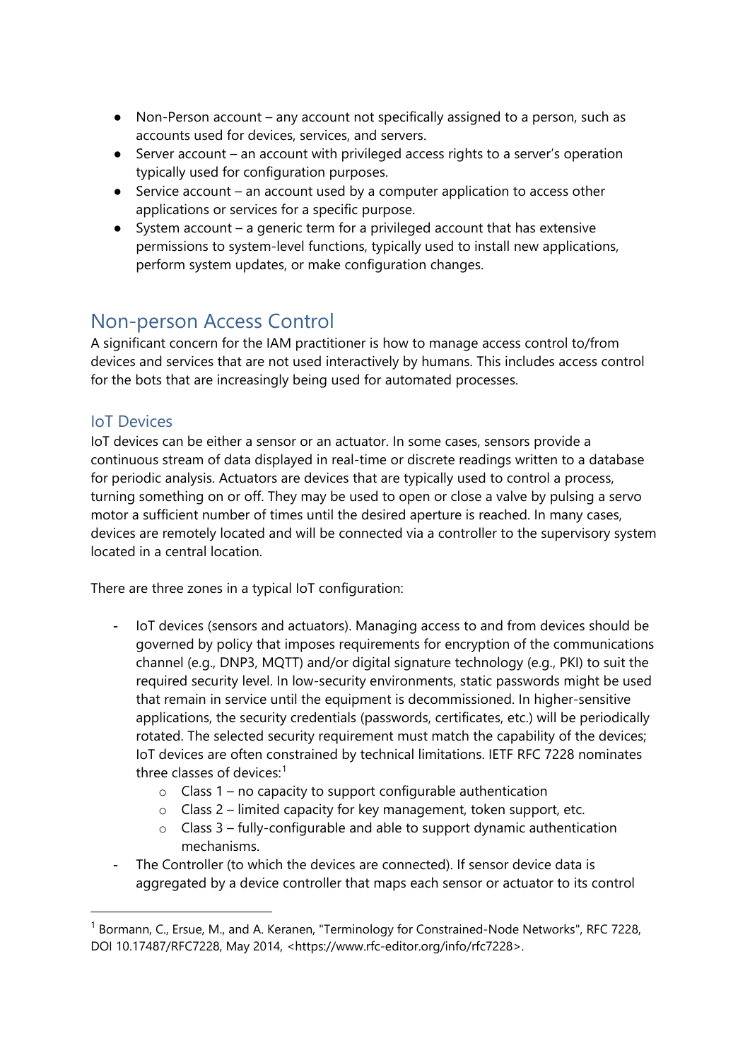- Non-Person account – any account not specifically assigned to a person, such as accounts used for devices, services, and servers.
- Server account – an account with privileged access rights to a server's operation typically used for configuration purposes.
- Service account – an account used by a computer application to access other applications or services for a specific purpose.
- System account – a generic term for a privileged account that has extensive permissions to system-level functions, typically used to install new applications, perform system updates, or make configuration changes.

## Non-person Access Control

A significant concern for the IAM practitioner is how to manage access control to/from devices and services that are not used interactively by humans. This includes access control for the bots that are increasingly being used for automated processes.

### IoT Devices

IoT devices can be either a sensor or an actuator. In some cases, sensors provide a continuous stream of data displayed in real-time or discrete readings written to a database for periodic analysis. Actuators are devices that are typically used to control a process, turning something on or off. They may be used to open or close a valve by pulsing a servo motor a sufficient number of times until the desired aperture is reached. In many cases, devices are remotely located and will be connected via a controller to the supervisory system located in a central location.

There are three zones in a typical IoT configuration:

- IoT devices (sensors and actuators). Managing access to and from devices should be governed by policy that imposes requirements for encryption of the communications channel (e.g., DNP3, MQTT) and/or digital signature technology (e.g., PKI) to suit the required security level. In low-security environments, static passwords might be used that remain in service until the equipment is decommissioned. In higher-sensitive applications, the security credentials (passwords, certificates, etc.) will be periodically rotated. The selected security requirement must match the capability of the devices; IoT devices are often constrained by technical limitations. IETF RFC 7228 nominates three classes of devices:[1]
  - Class 1 – no capacity to support configurable authentication
  - Class 2 – limited capacity for key management, token support, etc.
  - Class 3 – fully-configurable and able to support dynamic authentication mechanisms.
- The Controller (to which the devices are connected). If sensor device data is aggregated by a device controller that maps each sensor or actuator to its control

---

[1] Bormann, C., Ersue, M., and A. Keranen, "Terminology for Constrained-Node Networks", RFC 7228, DOI 10.17487/RFC7228, May 2014, <https://www.rfc-editor.org/info/rfc7228>.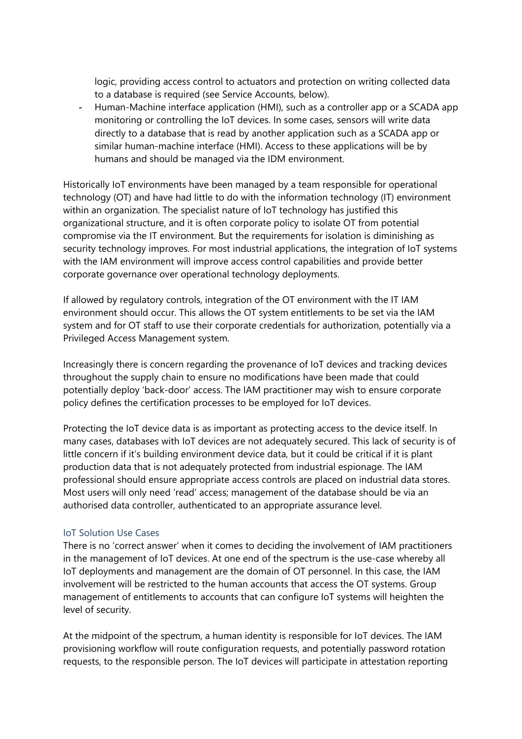logic, providing access control to actuators and protection on writing collected data to a database is required (see Service Accounts, below).

- Human-Machine interface application (HMI), such as a controller app or a SCADA app monitoring or controlling the IoT devices. In some cases, sensors will write data directly to a database that is read by another application such as a SCADA app or similar human-machine interface (HMI). Access to these applications will be by humans and should be managed via the IDM environment.

Historically IoT environments have been managed by a team responsible for operational technology (OT) and have had little to do with the information technology (IT) environment within an organization. The specialist nature of IoT technology has justified this organizational structure, and it is often corporate policy to isolate OT from potential compromise via the IT environment. But the requirements for isolation is diminishing as security technology improves. For most industrial applications, the integration of IoT systems with the IAM environment will improve access control capabilities and provide better corporate governance over operational technology deployments.

If allowed by regulatory controls, integration of the OT environment with the IT IAM environment should occur. This allows the OT system entitlements to be set via the IAM system and for OT staff to use their corporate credentials for authorization, potentially via a Privileged Access Management system.

Increasingly there is concern regarding the provenance of IoT devices and tracking devices throughout the supply chain to ensure no modifications have been made that could potentially deploy 'back-door' access. The IAM practitioner may wish to ensure corporate policy defines the certification processes to be employed for IoT devices.

Protecting the IoT device data is as important as protecting access to the device itself. In many cases, databases with IoT devices are not adequately secured. This lack of security is of little concern if it's building environment device data, but it could be critical if it is plant production data that is not adequately protected from industrial espionage. The IAM professional should ensure appropriate access controls are placed on industrial data stores. Most users will only need 'read' access; management of the database should be via an authorised data controller, authenticated to an appropriate assurance level.

### IoT Solution Use Cases

There is no 'correct answer' when it comes to deciding the involvement of IAM practitioners in the management of IoT devices. At one end of the spectrum is the use-case whereby all IoT deployments and management are the domain of OT personnel. In this case, the IAM involvement will be restricted to the human accounts that access the OT systems. Group management of entitlements to accounts that can configure IoT systems will heighten the level of security.

At the midpoint of the spectrum, a human identity is responsible for IoT devices. The IAM provisioning workflow will route configuration requests, and potentially password rotation requests, to the responsible person. The IoT devices will participate in attestation reporting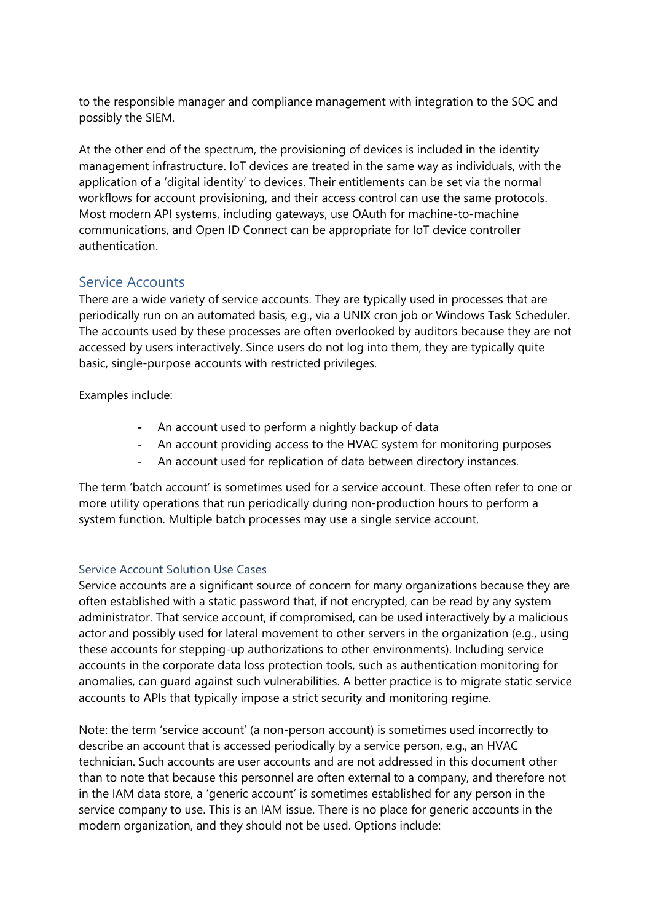to the responsible manager and compliance management with integration to the SOC and possibly the SIEM.

At the other end of the spectrum, the provisioning of devices is included in the identity management infrastructure. IoT devices are treated in the same way as individuals, with the application of a 'digital identity' to devices. Their entitlements can be set via the normal workflows for account provisioning, and their access control can use the same protocols. Most modern API systems, including gateways, use OAuth for machine-to-machine communications, and Open ID Connect can be appropriate for IoT device controller authentication.

## Service Accounts

There are a wide variety of service accounts. They are typically used in processes that are periodically run on an automated basis, e.g., via a UNIX cron job or Windows Task Scheduler. The accounts used by these processes are often overlooked by auditors because they are not accessed by users interactively. Since users do not log into them, they are typically quite basic, single-purpose accounts with restricted privileges.

Examples include:

- An account used to perform a nightly backup of data
- An account providing access to the HVAC system for monitoring purposes
- An account used for replication of data between directory instances.

The term 'batch account' is sometimes used for a service account. These often refer to one or more utility operations that run periodically during non-production hours to perform a system function. Multiple batch processes may use a single service account.

### Service Account Solution Use Cases

Service accounts are a significant source of concern for many organizations because they are often established with a static password that, if not encrypted, can be read by any system administrator. That service account, if compromised, can be used interactively by a malicious actor and possibly used for lateral movement to other servers in the organization (e.g., using these accounts for stepping-up authorizations to other environments). Including service accounts in the corporate data loss protection tools, such as authentication monitoring for anomalies, can guard against such vulnerabilities. A better practice is to migrate static service accounts to APIs that typically impose a strict security and monitoring regime.

Note: the term 'service account' (a non-person account) is sometimes used incorrectly to describe an account that is accessed periodically by a service person, e.g., an HVAC technician. Such accounts are user accounts and are not addressed in this document other than to note that because this personnel are often external to a company, and therefore not in the IAM data store, a 'generic account' is sometimes established for any person in the service company to use. This is an IAM issue. There is no place for generic accounts in the modern organization, and they should not be used. Options include: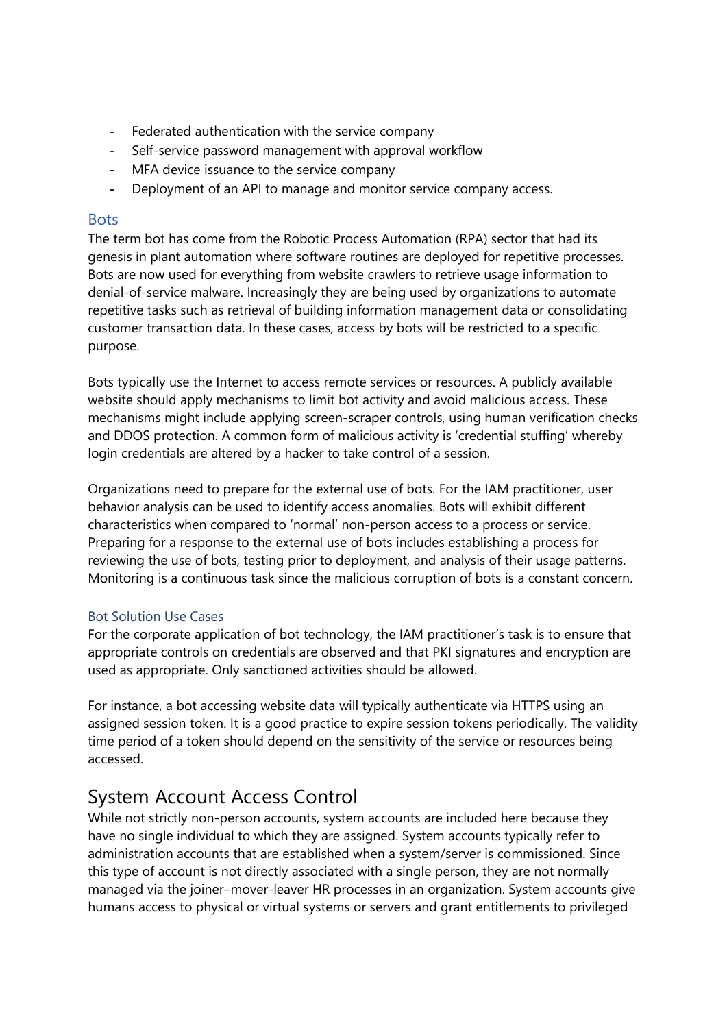- Federated authentication with the service company
- Self-service password management with approval workflow
- MFA device issuance to the service company
- Deployment of an API to manage and monitor service company access.

### Bots

The term bot has come from the Robotic Process Automation (RPA) sector that had its genesis in plant automation where software routines are deployed for repetitive processes. Bots are now used for everything from website crawlers to retrieve usage information to denial-of-service malware. Increasingly they are being used by organizations to automate repetitive tasks such as retrieval of building information management data or consolidating customer transaction data. In these cases, access by bots will be restricted to a specific purpose.

Bots typically use the Internet to access remote services or resources. A publicly available website should apply mechanisms to limit bot activity and avoid malicious access. These mechanisms might include applying screen-scraper controls, using human verification checks and DDOS protection. A common form of malicious activity is 'credential stuffing' whereby login credentials are altered by a hacker to take control of a session.

Organizations need to prepare for the external use of bots. For the IAM practitioner, user behavior analysis can be used to identify access anomalies. Bots will exhibit different characteristics when compared to 'normal' non-person access to a process or service. Preparing for a response to the external use of bots includes establishing a process for reviewing the use of bots, testing prior to deployment, and analysis of their usage patterns. Monitoring is a continuous task since the malicious corruption of bots is a constant concern.

#### Bot Solution Use Cases

For the corporate application of bot technology, the IAM practitioner's task is to ensure that appropriate controls on credentials are observed and that PKI signatures and encryption are used as appropriate. Only sanctioned activities should be allowed.

For instance, a bot accessing website data will typically authenticate via HTTPS using an assigned session token. It is a good practice to expire session tokens periodically. The validity time period of a token should depend on the sensitivity of the service or resources being accessed.

## System Account Access Control

While not strictly non-person accounts, system accounts are included here because they have no single individual to which they are assigned. System accounts typically refer to administration accounts that are established when a system/server is commissioned. Since this type of account is not directly associated with a single person, they are not normally managed via the joiner–mover-leaver HR processes in an organization. System accounts give humans access to physical or virtual systems or servers and grant entitlements to privileged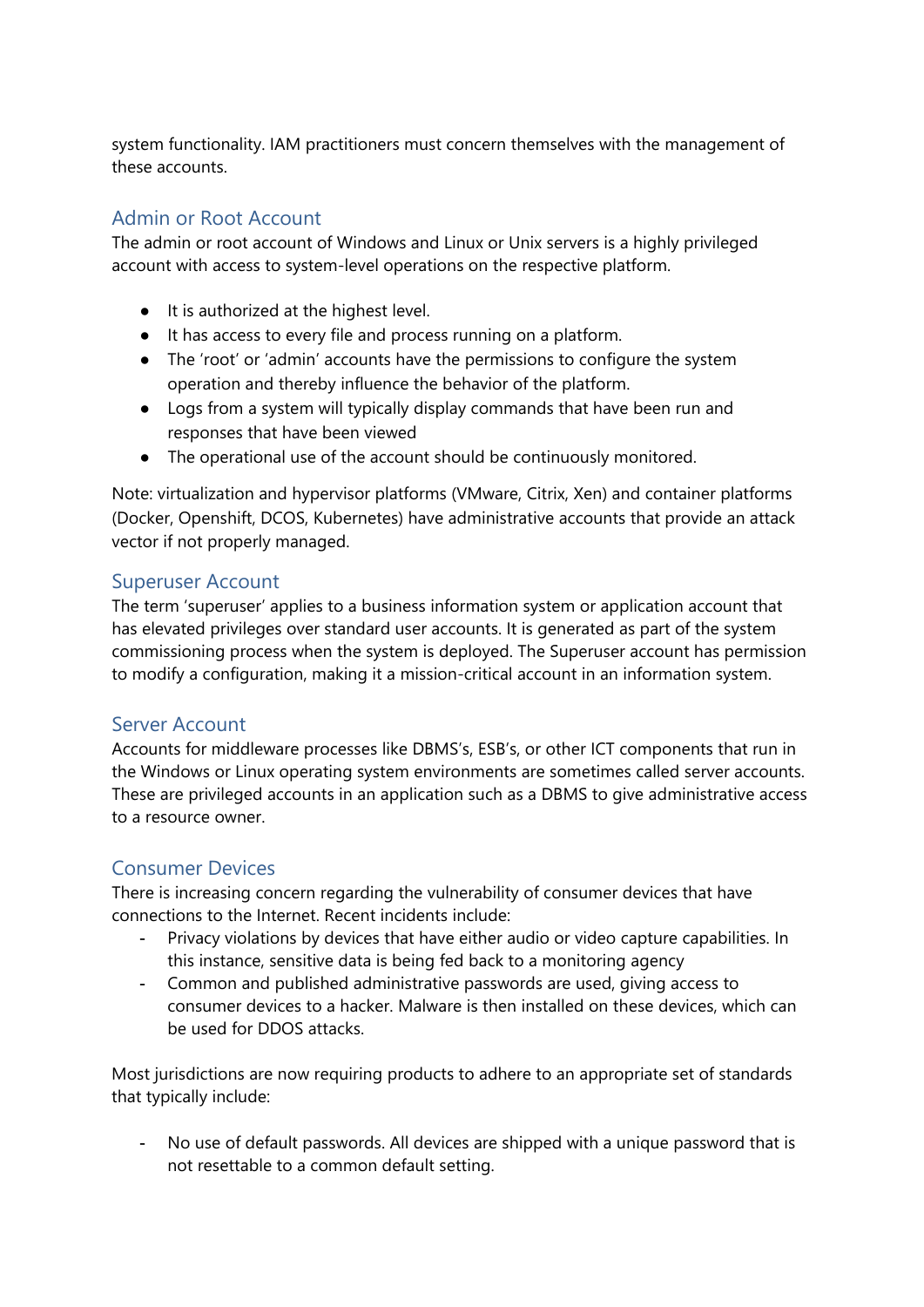system functionality. IAM practitioners must concern themselves with the management of these accounts.

### Admin or Root Account

The admin or root account of Windows and Linux or Unix servers is a highly privileged account with access to system-level operations on the respective platform.

- It is authorized at the highest level.
- It has access to every file and process running on a platform.
- The ‘root’ or ‘admin’ accounts have the permissions to configure the system operation and thereby influence the behavior of the platform.
- Logs from a system will typically display commands that have been run and responses that have been viewed
- The operational use of the account should be continuously monitored.

Note: virtualization and hypervisor platforms (VMware, Citrix, Xen) and container platforms (Docker, Openshift, DCOS, Kubernetes) have administrative accounts that provide an attack vector if not properly managed.

### Superuser Account

The term ‘superuser’ applies to a business information system or application account that has elevated privileges over standard user accounts. It is generated as part of the system commissioning process when the system is deployed. The Superuser account has permission to modify a configuration, making it a mission-critical account in an information system.

### Server Account

Accounts for middleware processes like DBMS’s, ESB’s, or other ICT components that run in the Windows or Linux operating system environments are sometimes called server accounts. These are privileged accounts in an application such as a DBMS to give administrative access to a resource owner.

### Consumer Devices

There is increasing concern regarding the vulnerability of consumer devices that have connections to the Internet. Recent incidents include:

- Privacy violations by devices that have either audio or video capture capabilities. In this instance, sensitive data is being fed back to a monitoring agency
- Common and published administrative passwords are used, giving access to consumer devices to a hacker. Malware is then installed on these devices, which can be used for DDOS attacks.

Most jurisdictions are now requiring products to adhere to an appropriate set of standards that typically include:

- No use of default passwords. All devices are shipped with a unique password that is not resettable to a common default setting.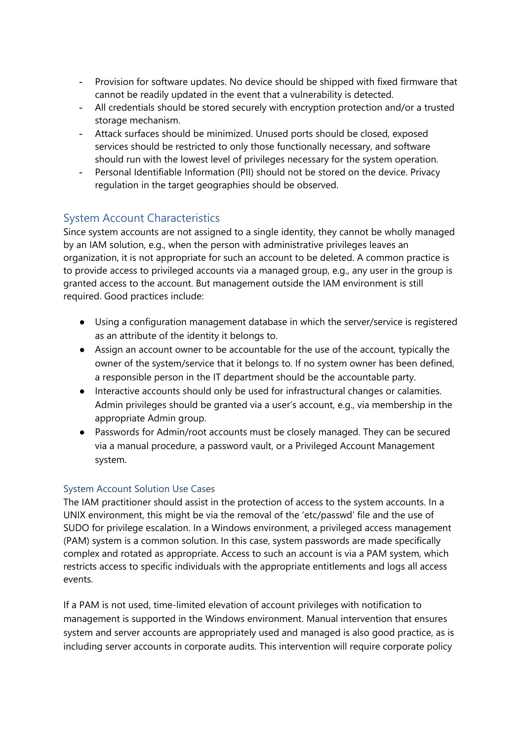- Provision for software updates. No device should be shipped with fixed firmware that cannot be readily updated in the event that a vulnerability is detected.
- All credentials should be stored securely with encryption protection and/or a trusted storage mechanism.
- Attack surfaces should be minimized. Unused ports should be closed, exposed services should be restricted to only those functionally necessary, and software should run with the lowest level of privileges necessary for the system operation.
- Personal Identifiable Information (PII) should not be stored on the device. Privacy regulation in the target geographies should be observed.

## System Account Characteristics

Since system accounts are not assigned to a single identity, they cannot be wholly managed by an IAM solution, e.g., when the person with administrative privileges leaves an organization, it is not appropriate for such an account to be deleted. A common practice is to provide access to privileged accounts via a managed group, e.g., any user in the group is granted access to the account. But management outside the IAM environment is still required. Good practices include:

- Using a configuration management database in which the server/service is registered as an attribute of the identity it belongs to.
- Assign an account owner to be accountable for the use of the account, typically the owner of the system/service that it belongs to. If no system owner has been defined, a responsible person in the IT department should be the accountable party.
- Interactive accounts should only be used for infrastructural changes or calamities. Admin privileges should be granted via a user's account, e.g., via membership in the appropriate Admin group.
- Passwords for Admin/root accounts must be closely managed. They can be secured via a manual procedure, a password vault, or a Privileged Account Management system.

### System Account Solution Use Cases

The IAM practitioner should assist in the protection of access to the system accounts. In a UNIX environment, this might be via the removal of the 'etc/passwd' file and the use of SUDO for privilege escalation. In a Windows environment, a privileged access management (PAM) system is a common solution. In this case, system passwords are made specifically complex and rotated as appropriate. Access to such an account is via a PAM system, which restricts access to specific individuals with the appropriate entitlements and logs all access events.

If a PAM is not used, time-limited elevation of account privileges with notification to management is supported in the Windows environment. Manual intervention that ensures system and server accounts are appropriately used and managed is also good practice, as is including server accounts in corporate audits. This intervention will require corporate policy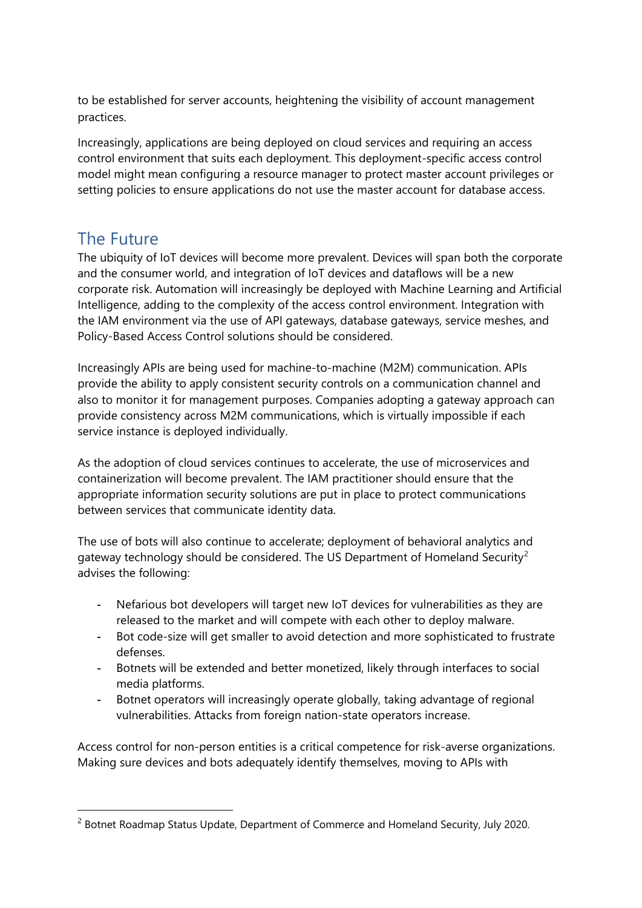to be established for server accounts, heightening the visibility of account management practices.

Increasingly, applications are being deployed on cloud services and requiring an access control environment that suits each deployment. This deployment-specific access control model might mean configuring a resource manager to protect master account privileges or setting policies to ensure applications do not use the master account for database access.

## The Future

The ubiquity of IoT devices will become more prevalent. Devices will span both the corporate and the consumer world, and integration of IoT devices and dataflows will be a new corporate risk. Automation will increasingly be deployed with Machine Learning and Artificial Intelligence, adding to the complexity of the access control environment. Integration with the IAM environment via the use of API gateways, database gateways, service meshes, and Policy-Based Access Control solutions should be considered.

Increasingly APIs are being used for machine-to-machine (M2M) communication. APIs provide the ability to apply consistent security controls on a communication channel and also to monitor it for management purposes. Companies adopting a gateway approach can provide consistency across M2M communications, which is virtually impossible if each service instance is deployed individually.

As the adoption of cloud services continues to accelerate, the use of microservices and containerization will become prevalent. The IAM practitioner should ensure that the appropriate information security solutions are put in place to protect communications between services that communicate identity data.

The use of bots will also continue to accelerate; deployment of behavioral analytics and gateway technology should be considered. The US Department of Homeland Security[2] advises the following:

- Nefarious bot developers will target new IoT devices for vulnerabilities as they are released to the market and will compete with each other to deploy malware.
- Bot code-size will get smaller to avoid detection and more sophisticated to frustrate defenses.
- Botnets will be extended and better monetized, likely through interfaces to social media platforms.
- Botnet operators will increasingly operate globally, taking advantage of regional vulnerabilities. Attacks from foreign nation-state operators increase.

Access control for non-person entities is a critical competence for risk-averse organizations. Making sure devices and bots adequately identify themselves, moving to APIs with

[2] Botnet Roadmap Status Update, Department of Commerce and Homeland Security, July 2020.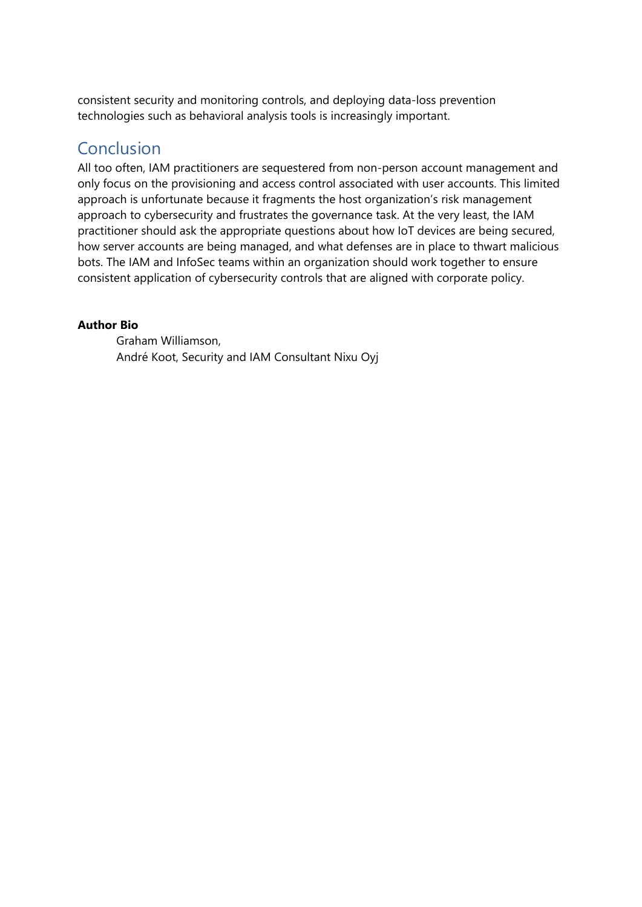consistent security and monitoring controls, and deploying data-loss prevention technologies such as behavioral analysis tools is increasingly important.

## Conclusion

All too often, IAM practitioners are sequestered from non-person account management and only focus on the provisioning and access control associated with user accounts. This limited approach is unfortunate because it fragments the host organization's risk management approach to cybersecurity and frustrates the governance task. At the very least, the IAM practitioner should ask the appropriate questions about how IoT devices are being secured, how server accounts are being managed, and what defenses are in place to thwart malicious bots. The IAM and InfoSec teams within an organization should work together to ensure consistent application of cybersecurity controls that are aligned with corporate policy.

**Author Bio**

Graham Williamson,
André Koot, Security and IAM Consultant Nixu Oyj